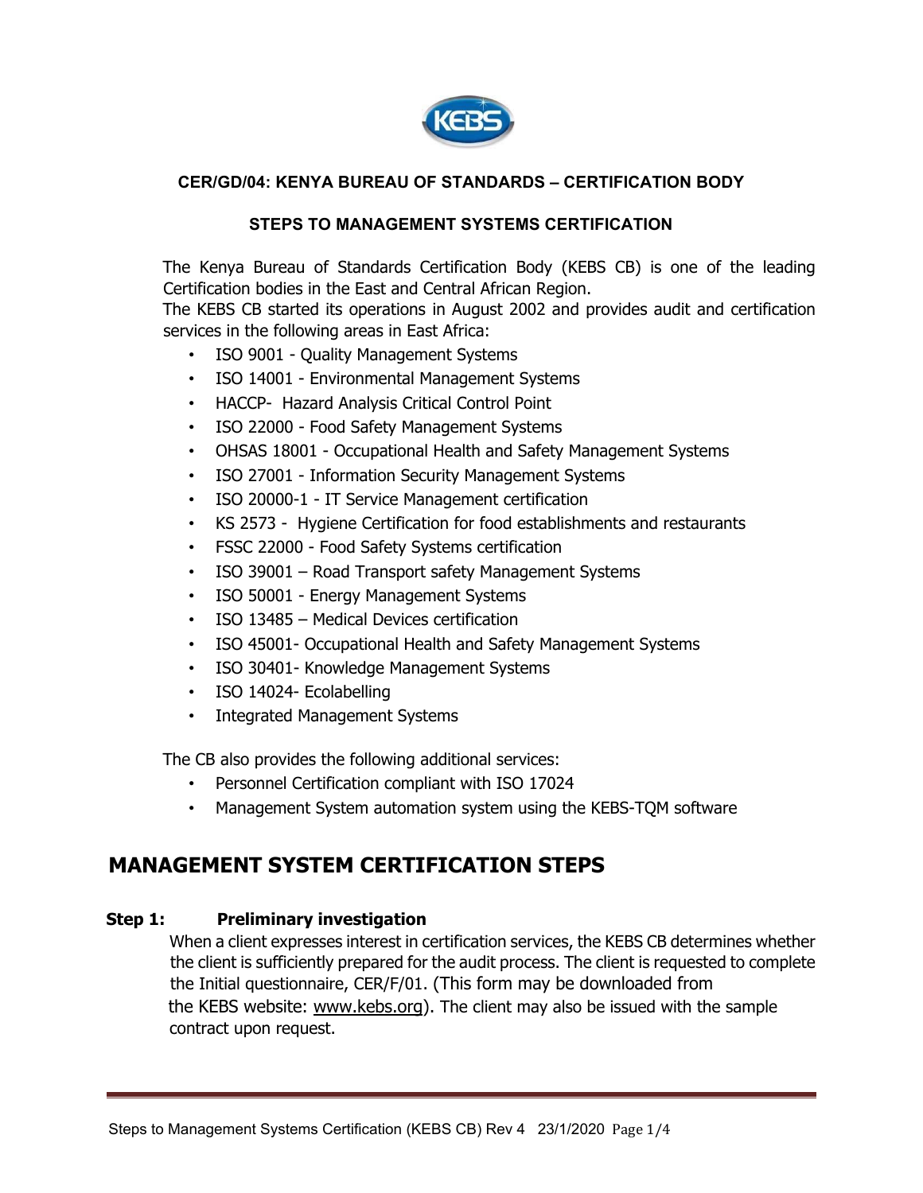**CER/GD/04: KENYA BUREAU OF STANDARDS – CERTIFICATION BODY**

**STEPS TO MANAGEMENT SYSTEMS CERTIFICATION**

The Kenya Bureau of Standards Certification Body (KEBS CB) is one of the leading Certification bodies in the East and Central African Region.
The KEBS CB started its operations in August 2002 and provides audit and certification services in the following areas in East Africa:

- ISO 9001 - Quality Management Systems
- ISO 14001 - Environmental Management Systems
- HACCP- Hazard Analysis Critical Control Point
- ISO 22000 - Food Safety Management Systems
- OHSAS 18001 - Occupational Health and Safety Management Systems
- ISO 27001 - Information Security Management Systems
- ISO 20000-1 - IT Service Management certification
- KS 2573 - Hygiene Certification for food establishments and restaurants
- FSSC 22000 - Food Safety Systems certification
- ISO 39001 – Road Transport safety Management Systems
- ISO 50001 - Energy Management Systems
- ISO 13485 – Medical Devices certification
- ISO 45001- Occupational Health and Safety Management Systems
- ISO 30401- Knowledge Management Systems
- ISO 14024- Ecolabelling
- Integrated Management Systems

The CB also provides the following additional services:

- Personnel Certification compliant with ISO 17024
- Management System automation system using the KEBS-TQM software

## MANAGEMENT SYSTEM CERTIFICATION STEPS

### Step 1: Preliminary investigation

When a client expresses interest in certification services, the KEBS CB determines whether the client is sufficiently prepared for the audit process. The client is requested to complete the Initial questionnaire, CER/F/01. (This form may be downloaded from the KEBS website: www.kebs.org). The client may also be issued with the sample contract upon request.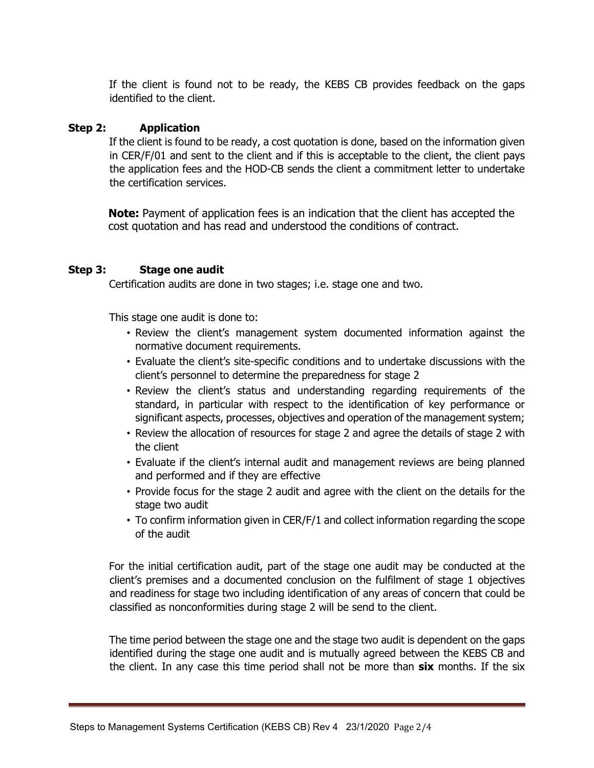If the client is found not to be ready, the KEBS CB provides feedback on the gaps identified to the client.

**Step 2: Application**

If the client is found to be ready, a cost quotation is done, based on the information given in CER/F/01 and sent to the client and if this is acceptable to the client, the client pays the application fees and the HOD-CB sends the client a commitment letter to undertake the certification services.

**Note:** Payment of application fees is an indication that the client has accepted the cost quotation and has read and understood the conditions of contract.

**Step 3: Stage one audit**

Certification audits are done in two stages; i.e. stage one and two.

This stage one audit is done to:

- Review the client's management system documented information against the normative document requirements.
- Evaluate the client's site-specific conditions and to undertake discussions with the client's personnel to determine the preparedness for stage 2
- Review the client's status and understanding regarding requirements of the standard, in particular with respect to the identification of key performance or significant aspects, processes, objectives and operation of the management system;
- Review the allocation of resources for stage 2 and agree the details of stage 2 with the client
- Evaluate if the client's internal audit and management reviews are being planned and performed and if they are effective
- Provide focus for the stage 2 audit and agree with the client on the details for the stage two audit
- To confirm information given in CER/F/1 and collect information regarding the scope of the audit

For the initial certification audit, part of the stage one audit may be conducted at the client's premises and a documented conclusion on the fulfilment of stage 1 objectives and readiness for stage two including identification of any areas of concern that could be classified as nonconformities during stage 2 will be send to the client.

The time period between the stage one and the stage two audit is dependent on the gaps identified during the stage one audit and is mutually agreed between the KEBS CB and the client. In any case this time period shall not be more than **six** months. If the six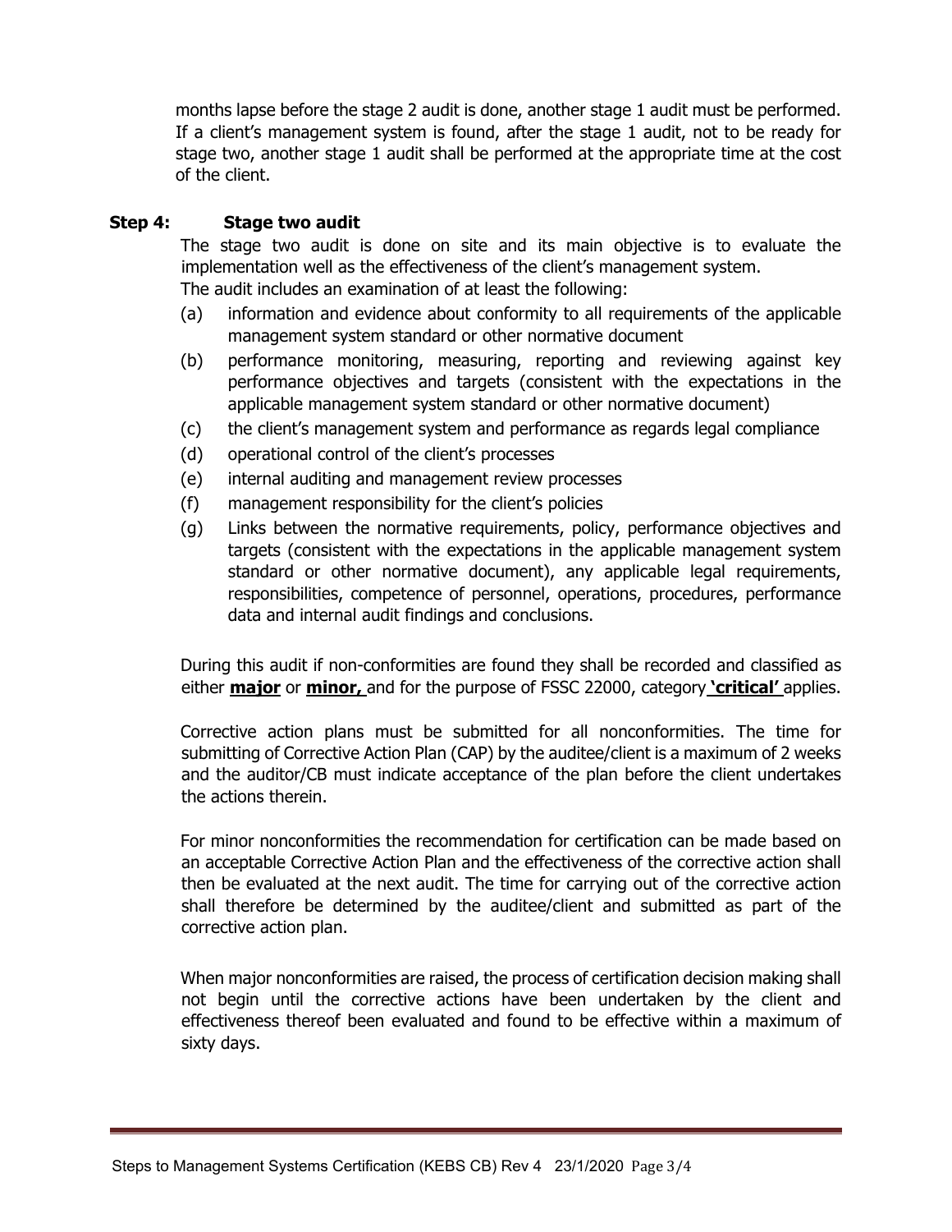months lapse before the stage 2 audit is done, another stage 1 audit must be performed. If a client's management system is found, after the stage 1 audit, not to be ready for stage two, another stage 1 audit shall be performed at the appropriate time at the cost of the client.

**Step 4: Stage two audit**

The stage two audit is done on site and its main objective is to evaluate the implementation well as the effectiveness of the client's management system.

The audit includes an examination of at least the following:

(a) information and evidence about conformity to all requirements of the applicable management system standard or other normative document

(b) performance monitoring, measuring, reporting and reviewing against key performance objectives and targets (consistent with the expectations in the applicable management system standard or other normative document)

(c) the client's management system and performance as regards legal compliance

(d) operational control of the client's processes

(e) internal auditing and management review processes

(f) management responsibility for the client's policies

(g) Links between the normative requirements, policy, performance objectives and targets (consistent with the expectations in the applicable management system standard or other normative document), any applicable legal requirements, responsibilities, competence of personnel, operations, procedures, performance data and internal audit findings and conclusions.

During this audit if non-conformities are found they shall be recorded and classified as either **major** or **minor,** and for the purpose of FSSC 22000, category **'critical'** applies.

Corrective action plans must be submitted for all nonconformities. The time for submitting of Corrective Action Plan (CAP) by the auditee/client is a maximum of 2 weeks and the auditor/CB must indicate acceptance of the plan before the client undertakes the actions therein.

For minor nonconformities the recommendation for certification can be made based on an acceptable Corrective Action Plan and the effectiveness of the corrective action shall then be evaluated at the next audit. The time for carrying out of the corrective action shall therefore be determined by the auditee/client and submitted as part of the corrective action plan.

When major nonconformities are raised, the process of certification decision making shall not begin until the corrective actions have been undertaken by the client and effectiveness thereof been evaluated and found to be effective within a maximum of sixty days.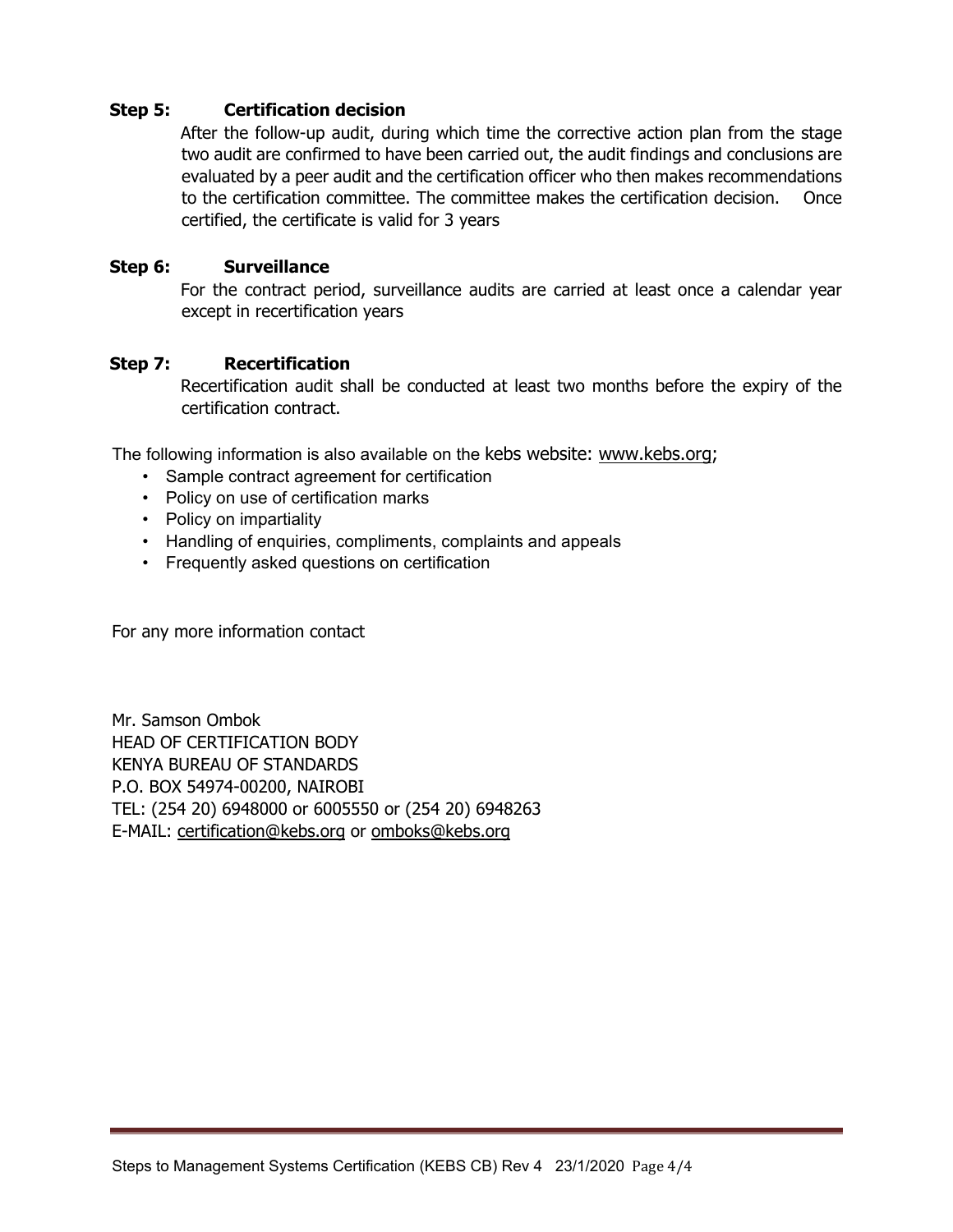**Step 5: Certification decision**

After the follow-up audit, during which time the corrective action plan from the stage two audit are confirmed to have been carried out, the audit findings and conclusions are evaluated by a peer audit and the certification officer who then makes recommendations to the certification committee. The committee makes the certification decision. Once certified, the certificate is valid for 3 years

**Step 6: Surveillance**

For the contract period, surveillance audits are carried at least once a calendar year except in recertification years

**Step 7: Recertification**

Recertification audit shall be conducted at least two months before the expiry of the certification contract.

The following information is also available on the kebs website: www.kebs.org;

- Sample contract agreement for certification
- Policy on use of certification marks
- Policy on impartiality
- Handling of enquiries, compliments, complaints and appeals
- Frequently asked questions on certification

For any more information contact

Mr. Samson Ombok
HEAD OF CERTIFICATION BODY
KENYA BUREAU OF STANDARDS
P.O. BOX 54974-00200, NAIROBI
TEL: (254 20) 6948000 or 6005550 or (254 20) 6948263
E-MAIL: certification@kebs.org or omboks@kebs.org